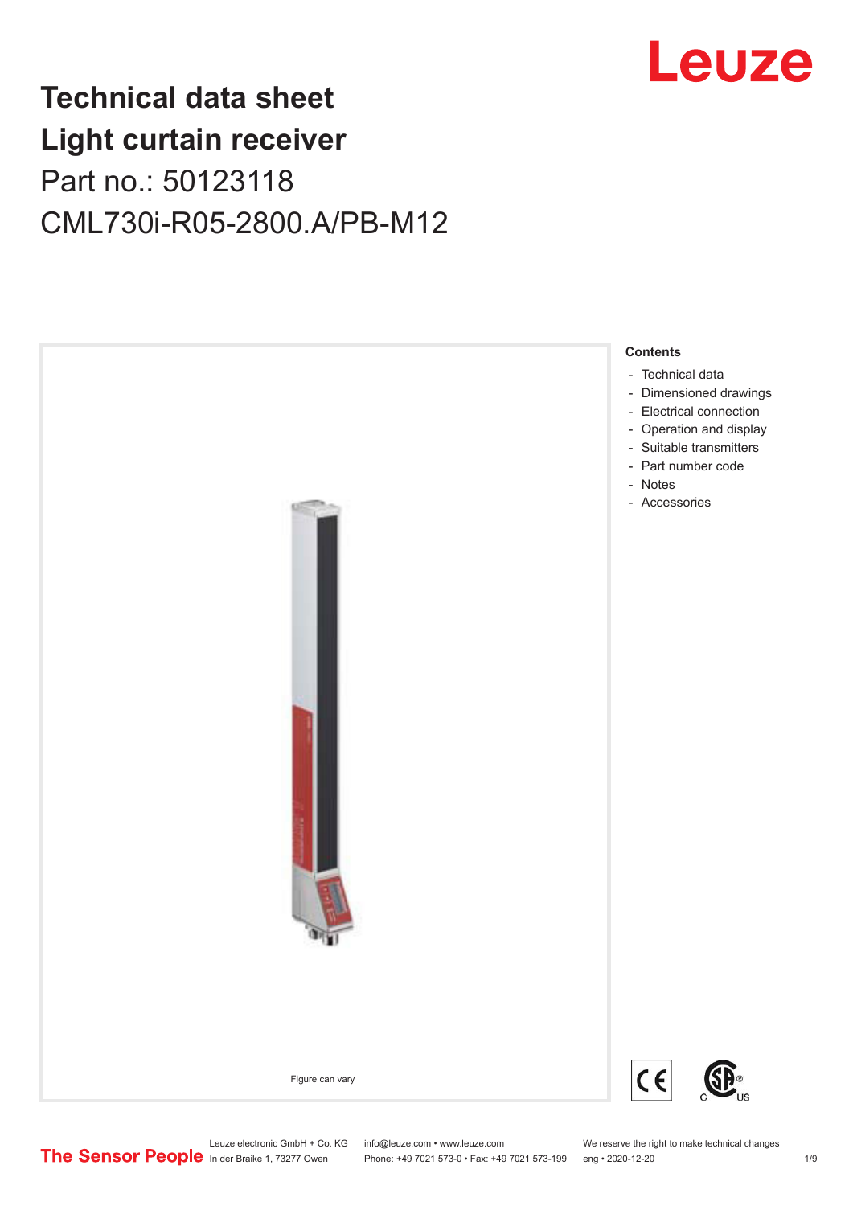# Technical data sheet
# Light curtain receiver

Part no.: 50123118

CML730i-R05-2800.A/PB-M12

Figure can vary

**Contents**

- Technical data
- Dimensioned drawings
- Electrical connection
- Operation and display
- Suitable transmitters
- Part number code
- Notes
- Accessories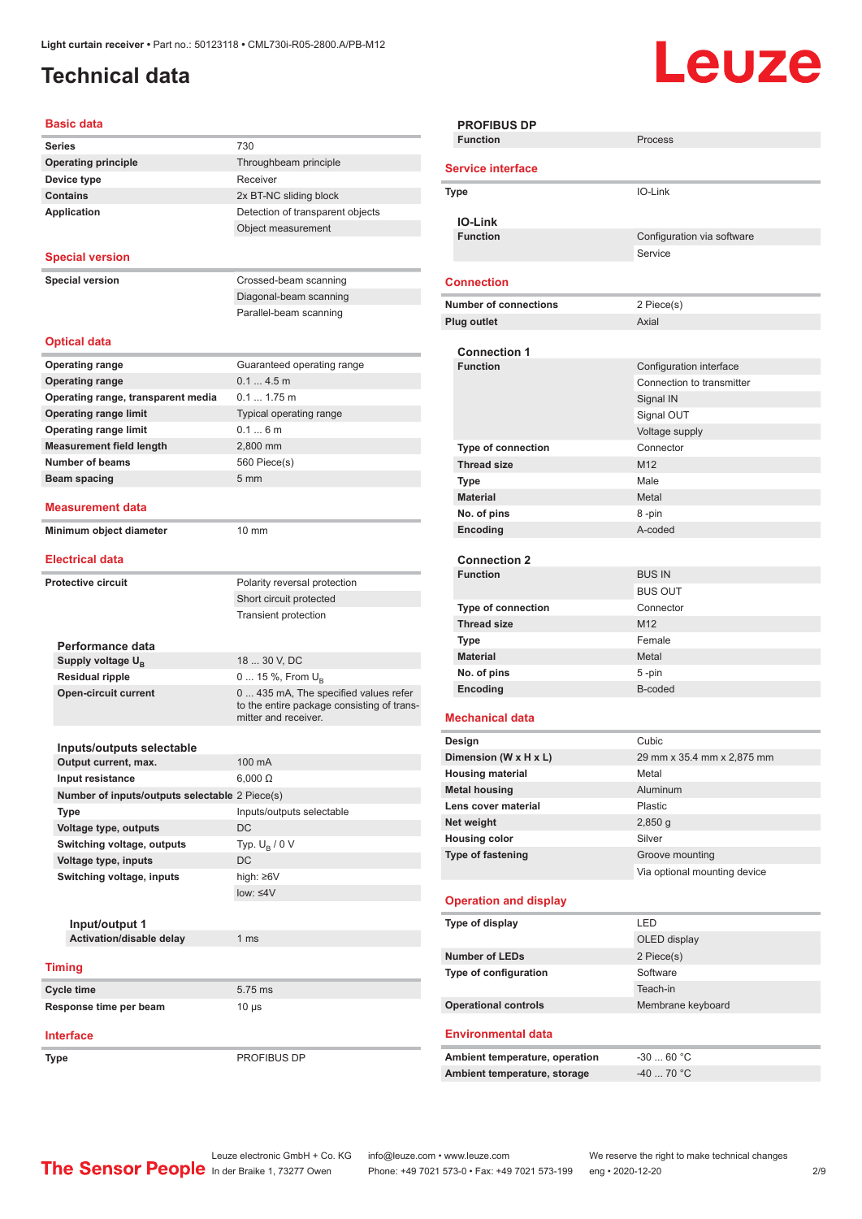# Technical data

## Basic data

| | |
|---|---|
| **Series** | 730 |
| **Operating principle** | Throughbeam principle |
| **Device type** | Receiver |
| **Contains** | 2x BT-NC sliding block |
| **Application** | Detection of transparent objects |
| | Object measurement |

## Special version

| | |
|---|---|
| **Special version** | Crossed-beam scanning |
| | Diagonal-beam scanning |
| | Parallel-beam scanning |

## Optical data

| | |
|---|---|
| **Operating range** | Guaranteed operating range |
| **Operating range** | 0.1 ... 4.5 m |
| **Operating range, transparent media** | 0.1 ... 1.75 m |
| **Operating range limit** | Typical operating range |
| **Operating range limit** | 0.1 ... 6 m |
| **Measurement field length** | 2,800 mm |
| **Number of beams** | 560 Piece(s) |
| **Beam spacing** | 5 mm |

## Measurement data

| | |
|---|---|
| **Minimum object diameter** | 10 mm |

## Electrical data

| | |
|---|---|
| **Protective circuit** | Polarity reversal protection |
| | Short circuit protected |
| | Transient protection |

### Performance data

| | |
|---|---|
| **Supply voltage $U_B$** | 18 ... 30 V, DC |
| **Residual ripple** | 0 ... 15 %, From $U_B$ |
| **Open-circuit current** | 0 ... 435 mA, The specified values refer to the entire package consisting of transmitter and receiver. |

### Inputs/outputs selectable

| | |
|---|---|
| **Output current, max.** | 100 mA |
| **Input resistance** | 6,000 Ω |
| **Number of inputs/outputs selectable** | 2 Piece(s) |
| **Type** | Inputs/outputs selectable |
| **Voltage type, outputs** | DC |
| **Switching voltage, outputs** | Typ. $U_B$ / 0 V |
| **Voltage type, inputs** | DC |
| **Switching voltage, inputs** | high: ≥6V |
| | low: ≤4V |

#### Input/output 1

| | |
|---|---|
| **Activation/disable delay** | 1 ms |

## Timing

| | |
|---|---|
| **Cycle time** | 5.75 ms |
| **Response time per beam** | 10 µs |

## Interface

| | |
|---|---|
| **Type** | PROFIBUS DP |

### PROFIBUS DP

| | |
|---|---|
| **Function** | Process |

## Service interface

| | |
|---|---|
| **Type** | IO-Link |

### IO-Link

| | |
|---|---|
| **Function** | Configuration via software |
| | Service |

## Connection

| | |
|---|---|
| **Number of connections** | 2 Piece(s) |
| **Plug outlet** | Axial |

### Connection 1

| | |
|---|---|
| **Function** | Configuration interface |
| | Connection to transmitter |
| | Signal IN |
| | Signal OUT |
| | Voltage supply |
| **Type of connection** | Connector |
| **Thread size** | M12 |
| **Type** | Male |
| **Material** | Metal |
| **No. of pins** | 8 -pin |
| **Encoding** | A-coded |

### Connection 2

| | |
|---|---|
| **Function** | BUS IN |
| | BUS OUT |
| **Type of connection** | Connector |
| **Thread size** | M12 |
| **Type** | Female |
| **Material** | Metal |
| **No. of pins** | 5 -pin |
| **Encoding** | B-coded |

## Mechanical data

| | |
|---|---|
| **Design** | Cubic |
| **Dimension (W x H x L)** | 29 mm x 35.4 mm x 2,875 mm |
| **Housing material** | Metal |
| **Metal housing** | Aluminum |
| **Lens cover material** | Plastic |
| **Net weight** | 2,850 g |
| **Housing color** | Silver |
| **Type of fastening** | Groove mounting |
| | Via optional mounting device |

## Operation and display

| | |
|---|---|
| **Type of display** | LED |
| | OLED display |
| **Number of LEDs** | 2 Piece(s) |
| **Type of configuration** | Software |
| | Teach-in |
| **Operational controls** | Membrane keyboard |

## Environmental data

| | |
|---|---|
| **Ambient temperature, operation** | -30 ... 60 °C |
| **Ambient temperature, storage** | -40 ... 70 °C |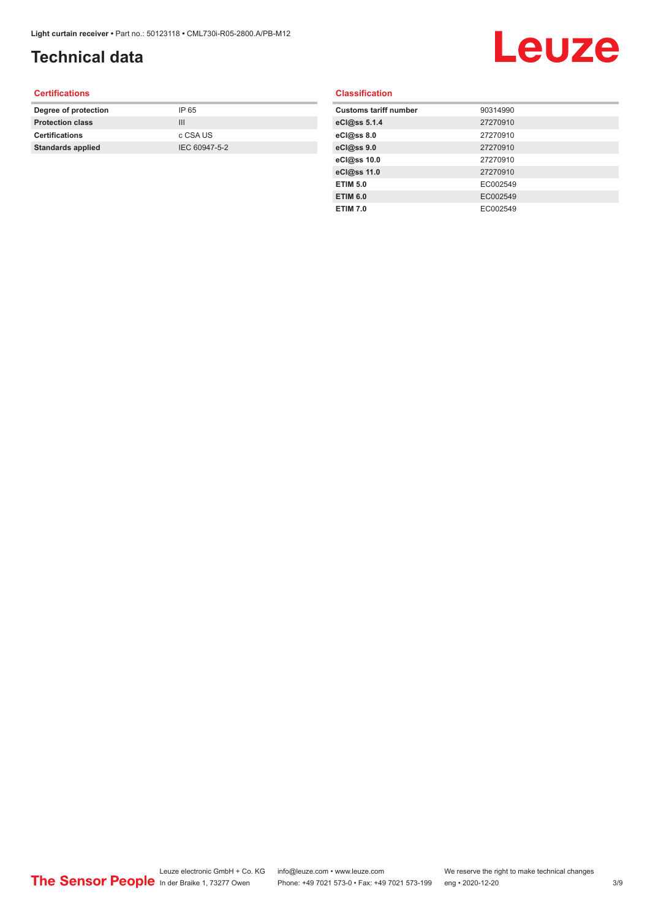# Technical data

## Certifications

| | |
|---|---|
| Degree of protection | IP 65 |
| Protection class | III |
| Certifications | c CSA US |
| Standards applied | IEC 60947-5-2 |

## Classification

| | |
|---|---|
| Customs tariff number | 90314990 |
| eCl@ss 5.1.4 | 27270910 |
| eCl@ss 8.0 | 27270910 |
| eCl@ss 9.0 | 27270910 |
| eCl@ss 10.0 | 27270910 |
| eCl@ss 11.0 | 27270910 |
| ETIM 5.0 | EC002549 |
| ETIM 6.0 | EC002549 |
| ETIM 7.0 | EC002549 |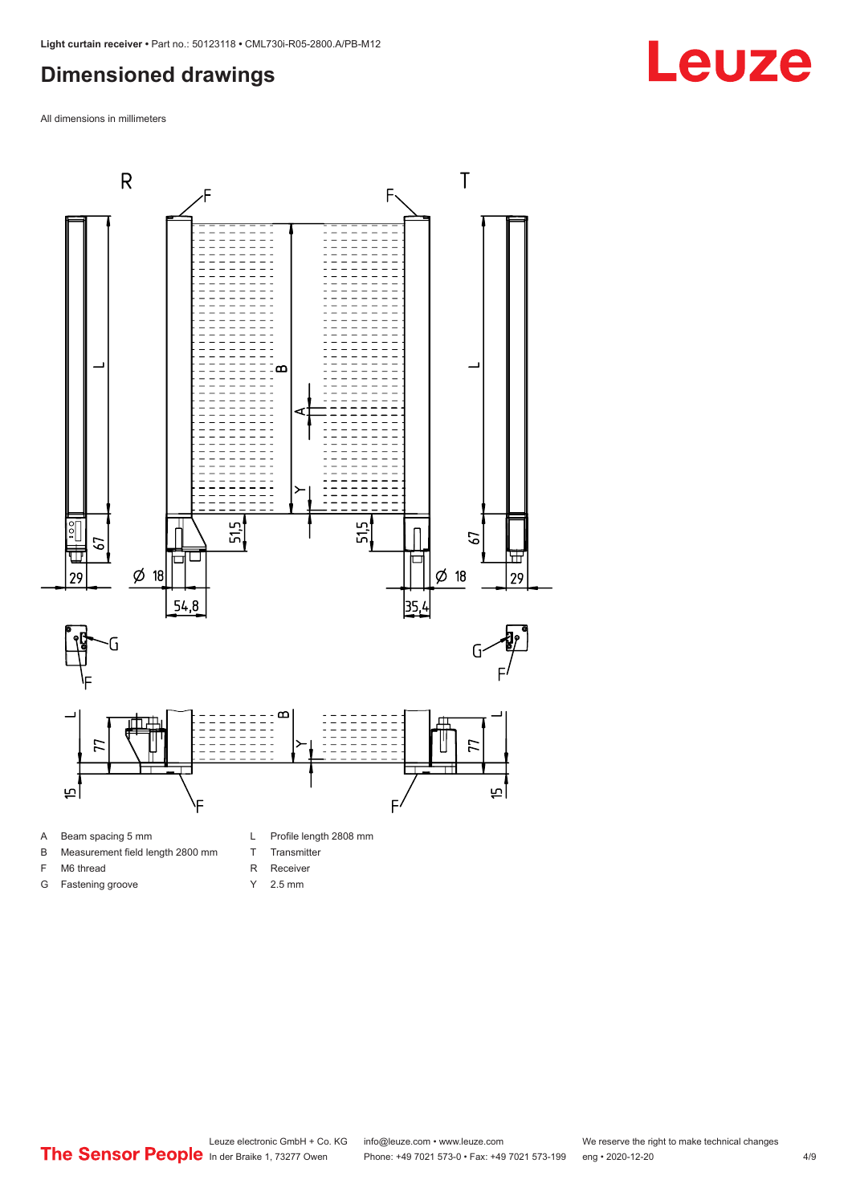# Dimensioned drawings

All dimensions in millimeters

| | | | |
|---|---|---|---|
| A | Beam spacing 5 mm | L | Profile length 2808 mm |
| B | Measurement field length 2800 mm | T | Transmitter |
| F | M6 thread | R | Receiver |
| G | Fastening groove | Y | 2.5 mm |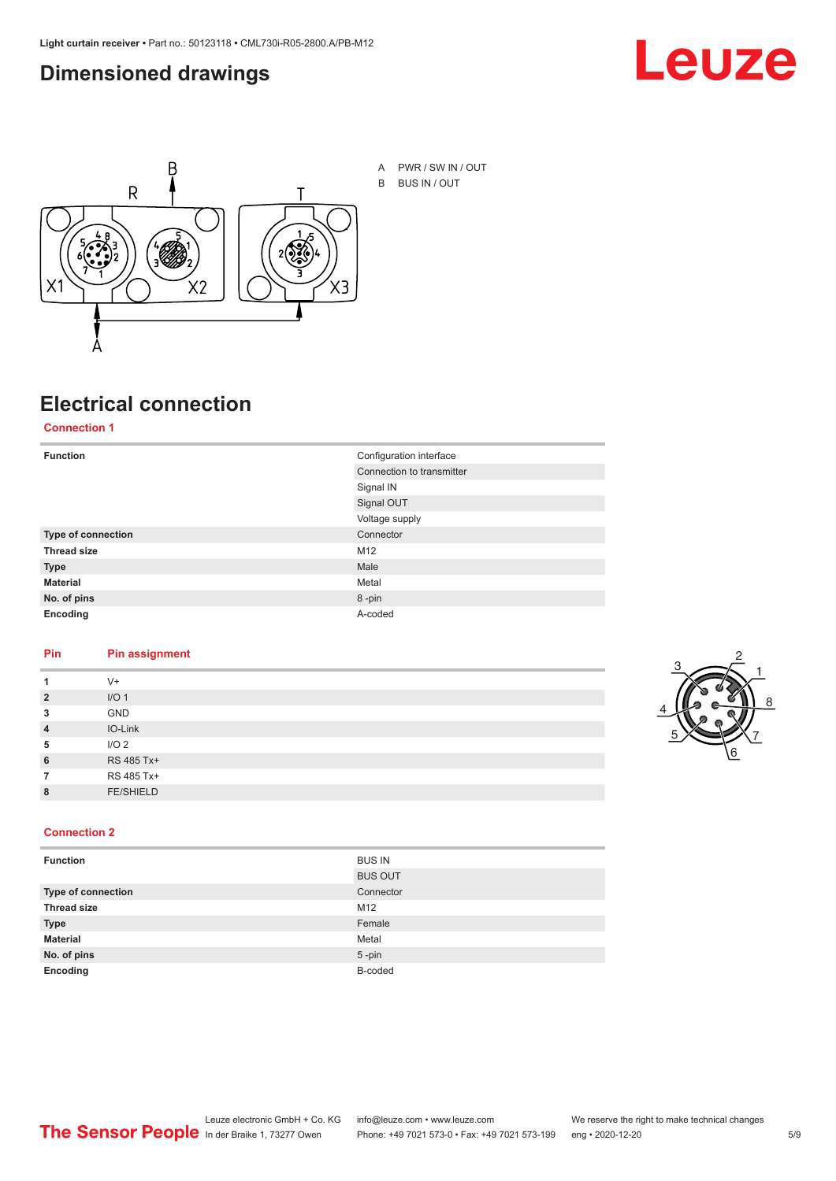# Dimensioned drawings

A PWR / SW IN / OUT

B BUS IN / OUT

# Electrical connection

## Connection 1

| **Function** | Configuration interface |
|---|---|
| | Connection to transmitter |
| | Signal IN |
| | Signal OUT |
| | Voltage supply |
| **Type of connection** | Connector |
| **Thread size** | M12 |
| **Type** | Male |
| **Material** | Metal |
| **No. of pins** | 8 -pin |
| **Encoding** | A-coded |

| Pin | Pin assignment |
|---|---|
| **1** | V+ |
| **2** | I/O 1 |
| **3** | GND |
| **4** | IO-Link |
| **5** | I/O 2 |
| **6** | RS 485 Tx+ |
| **7** | RS 485 Tx+ |
| **8** | FE/SHIELD |

## Connection 2

| **Function** | BUS IN |
|---|---|
| | BUS OUT |
| **Type of connection** | Connector |
| **Thread size** | M12 |
| **Type** | Female |
| **Material** | Metal |
| **No. of pins** | 5 -pin |
| **Encoding** | B-coded |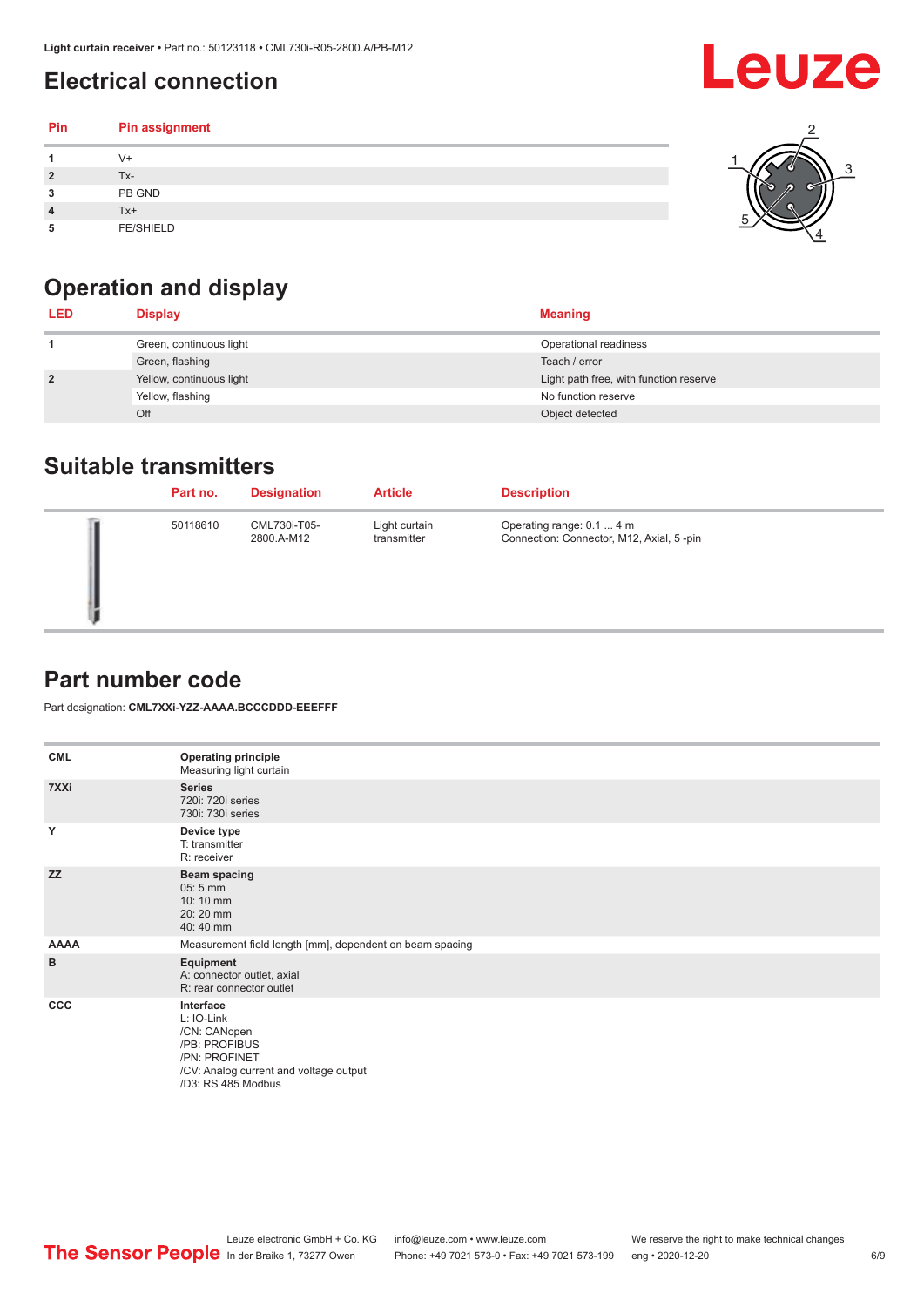# Electrical connection

| Pin | Pin assignment |
|---|---|
| 1 | V+ |
| 2 | Tx- |
| 3 | PB GND |
| 4 | Tx+ |
| 5 | FE/SHIELD |

# Operation and display

| LED | Display | Meaning |
|---|---|---|
| 1 | Green, continuous light | Operational readiness |
| | Green, flashing | Teach / error |
| 2 | Yellow, continuous light | Light path free, with function reserve |
| | Yellow, flashing | No function reserve |
| | Off | Object detected |

# Suitable transmitters

| Part no. | Designation | Article | Description |
|---|---|---|---|
| 50118610 | CML730i-T05-2800.A-M12 | Light curtain transmitter | Operating range: 0.1 ... 4 m<br>Connection: Connector, M12, Axial, 5 -pin |

# Part number code

Part designation: **CML7XXi-YZZ-AAAA.BCCCDDD-EEEFFF**

| | |
|---|---|
| **CML** | **Operating principle**<br>Measuring light curtain |
| **7XXi** | **Series**<br>720i: 720i series<br>730i: 730i series |
| **Y** | **Device type**<br>T: transmitter<br>R: receiver |
| **ZZ** | **Beam spacing**<br>05: 5 mm<br>10: 10 mm<br>20: 20 mm<br>40: 40 mm |
| **AAAA** | Measurement field length [mm], dependent on beam spacing |
| **B** | **Equipment**<br>A: connector outlet, axial<br>R: rear connector outlet |
| **CCC** | **Interface**<br>L: IO-Link<br>/CN: CANopen<br>/PB: PROFIBUS<br>/PN: PROFINET<br>/CV: Analog current and voltage output<br>/D3: RS 485 Modbus |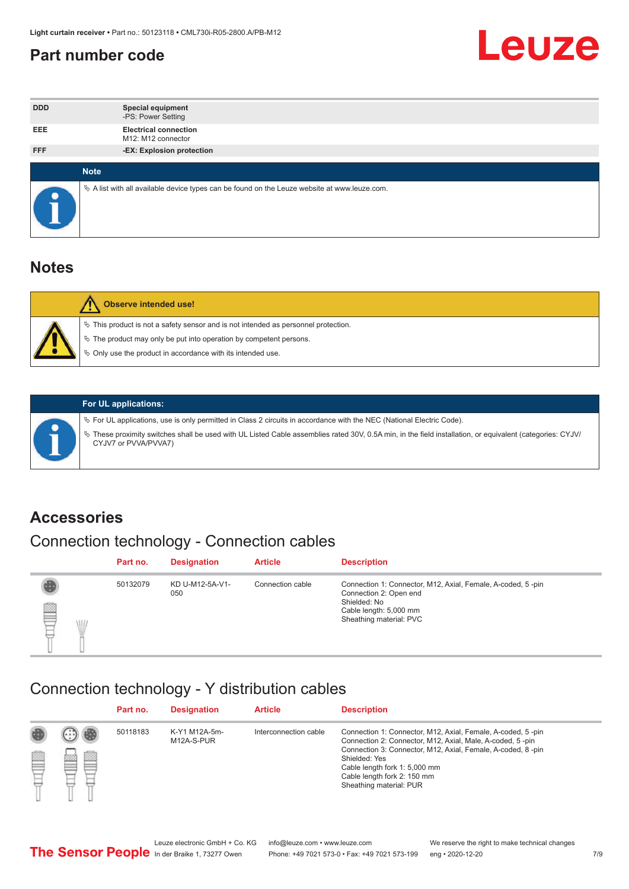## Part number code

| | |
|---|---|
| DDD | **Special equipment**<br>-PS: Power Setting |
| EEE | **Electrical connection**<br>M12: M12 connector |
| FFF | **-EX: Explosion protection** |

**Note**

- A list with all available device types can be found on the Leuze website at www.leuze.com.

# Notes

**Observe intended use!**

- This product is not a safety sensor and is not intended as personnel protection.
- The product may only be put into operation by competent persons.
- Only use the product in accordance with its intended use.

**For UL applications:**

- For UL applications, use is only permitted in Class 2 circuits in accordance with the NEC (National Electric Code).
- These proximity switches shall be used with UL Listed Cable assemblies rated 30V, 0.5A min, in the field installation, or equivalent (categories: CYJV/ CYJV7 or PVVA/PVVA7)

# Accessories

## Connection technology - Connection cables

| Part no. | Designation | Article | Description |
|---|---|---|---|
| 50132079 | KD U-M12-5A-V1-050 | Connection cable | Connection 1: Connector, M12, Axial, Female, A-coded, 5 -pin<br>Connection 2: Open end<br>Shielded: No<br>Cable length: 5,000 mm<br>Sheathing material: PVC |

## Connection technology - Y distribution cables

| Part no. | Designation | Article | Description |
|---|---|---|---|
| 50118183 | K-Y1 M12A-5m-M12A-S-PUR | Interconnection cable | Connection 1: Connector, M12, Axial, Female, A-coded, 5 -pin<br>Connection 2: Connector, M12, Axial, Male, A-coded, 5 -pin<br>Connection 3: Connector, M12, Axial, Female, A-coded, 8 -pin<br>Shielded: Yes<br>Cable length fork 1: 5,000 mm<br>Cable length fork 2: 150 mm<br>Sheathing material: PUR |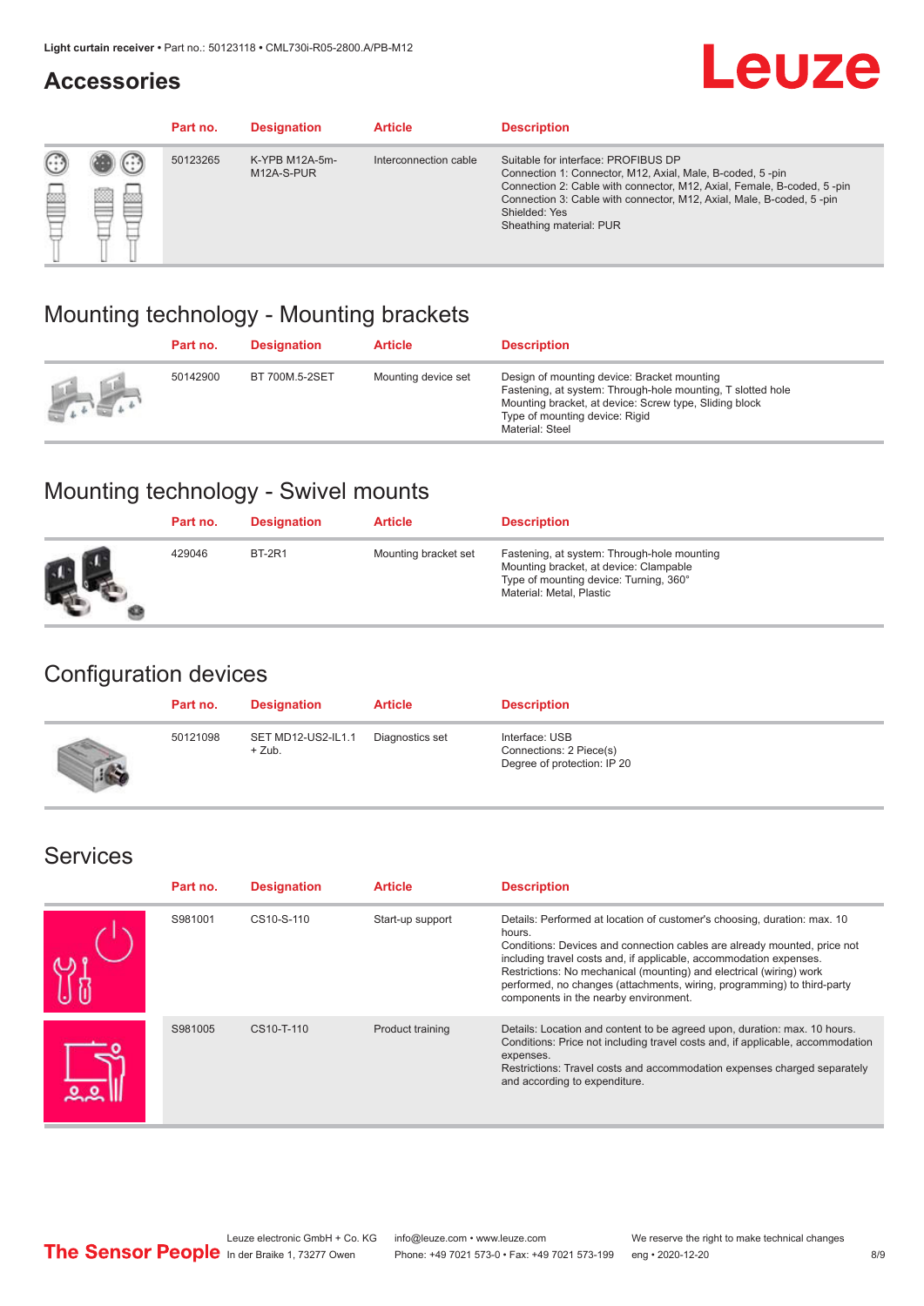## Accessories

| Part no. | Designation | Article | Description |
|---|---|---|---|
| 50123265 | K-YPB M12A-5m-M12A-S-PUR | Interconnection cable | Suitable for interface: PROFIBUS DP<br>Connection 1: Connector, M12, Axial, Male, B-coded, 5 -pin<br>Connection 2: Cable with connector, M12, Axial, Female, B-coded, 5 -pin<br>Connection 3: Cable with connector, M12, Axial, Male, B-coded, 5 -pin<br>Shielded: Yes<br>Sheathing material: PUR |

## Mounting technology - Mounting brackets

| Part no. | Designation | Article | Description |
|---|---|---|---|
| 50142900 | BT 700M.5-2SET | Mounting device set | Design of mounting device: Bracket mounting<br>Fastening, at system: Through-hole mounting, T slotted hole<br>Mounting bracket, at device: Screw type, Sliding block<br>Type of mounting device: Rigid<br>Material: Steel |

## Mounting technology - Swivel mounts

| Part no. | Designation | Article | Description |
|---|---|---|---|
| 429046 | BT-2R1 | Mounting bracket set | Fastening, at system: Through-hole mounting<br>Mounting bracket, at device: Clampable<br>Type of mounting device: Turning, 360°<br>Material: Metal, Plastic |

## Configuration devices

| Part no. | Designation | Article | Description |
|---|---|---|---|
| 50121098 | SET MD12-US2-IL1.1 + Zub. | Diagnostics set | Interface: USB<br>Connections: 2 Piece(s)<br>Degree of protection: IP 20 |

## Services

| Part no. | Designation | Article | Description |
|---|---|---|---|
| S981001 | CS10-S-110 | Start-up support | Details: Performed at location of customer's choosing, duration: max. 10 hours.<br>Conditions: Devices and connection cables are already mounted, price not including travel costs and, if applicable, accommodation expenses.<br>Restrictions: No mechanical (mounting) and electrical (wiring) work performed, no changes (attachments, wiring, programming) to third-party components in the nearby environment. |
| S981005 | CS10-T-110 | Product training | Details: Location and content to be agreed upon, duration: max. 10 hours.<br>Conditions: Price not including travel costs and, if applicable, accommodation expenses.<br>Restrictions: Travel costs and accommodation expenses charged separately and according to expenditure. |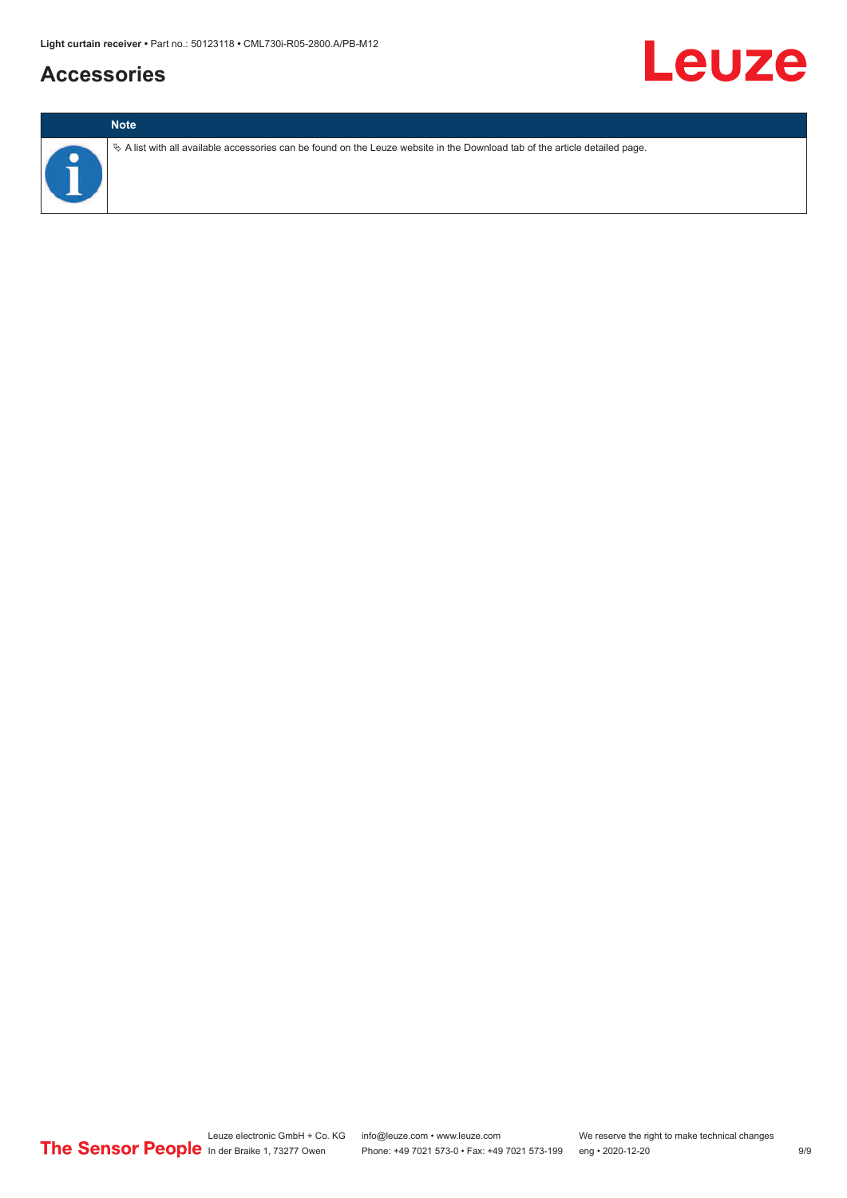## Accessories

| | Note |
|---|---|
| | ↳ A list with all available accessories can be found on the Leuze website in the Download tab of the article detailed page. |